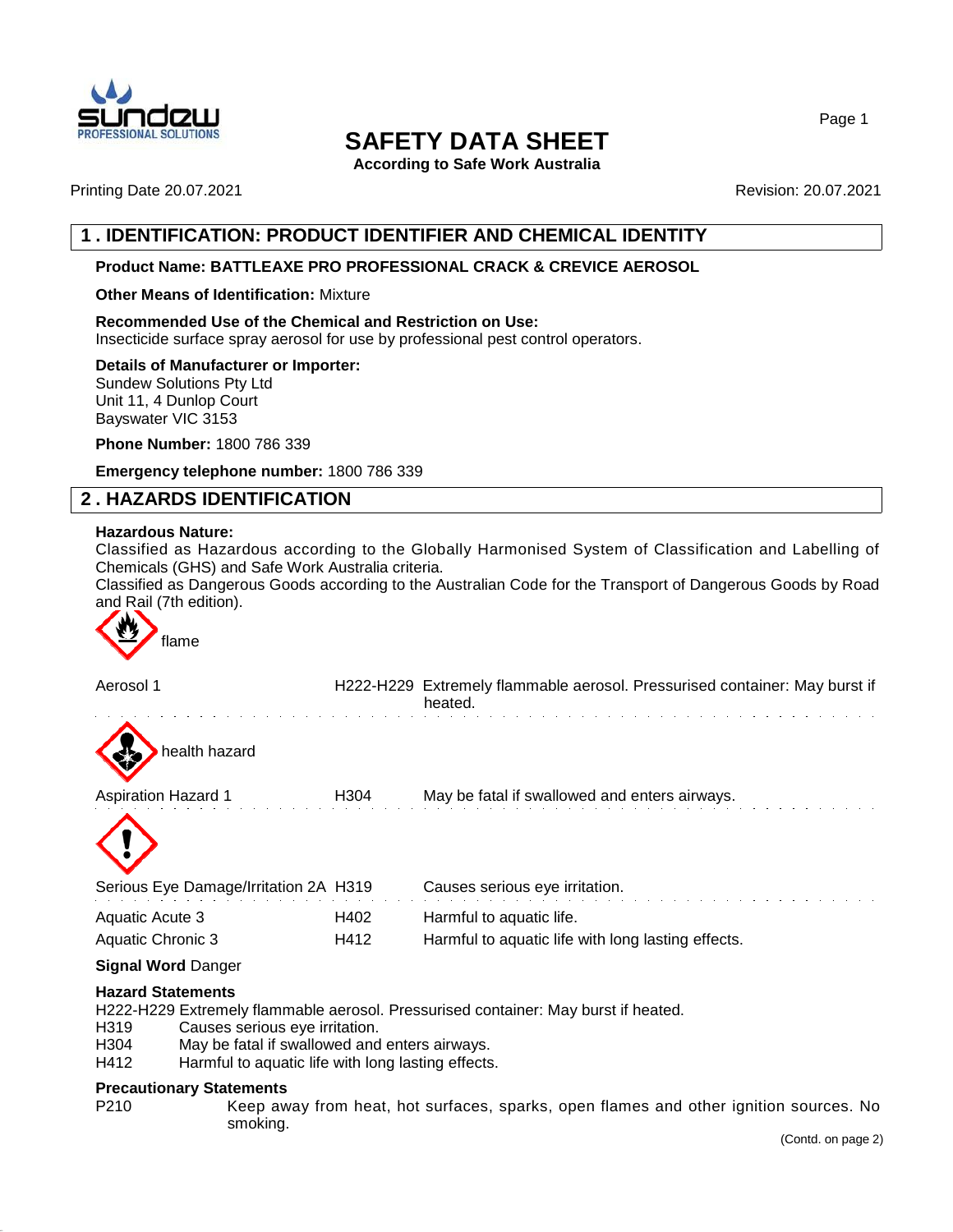# SAFETY DATA SHEET

**According to Safe Work Australia**

Printing Date 20.07.2021 Revision: 20.07.2021

## 1 . IDENTIFICATION: PRODUCT IDENTIFIER AND CHEMICAL IDENTITY

**Product Name: BATTLEAXE PRO PROFESSIONAL CRACK & CREVICE AEROSOL**

**Other Means of Identification:** Mixture

**Recommended Use of the Chemical and Restriction on Use:**
Insecticide surface spray aerosol for use by professional pest control operators.

**Details of Manufacturer or Importer:**
Sundew Solutions Pty Ltd
Unit 11, 4 Dunlop Court
Bayswater VIC 3153

**Phone Number:** 1800 786 339

**Emergency telephone number:** 1800 786 339

## 2 . HAZARDS IDENTIFICATION

**Hazardous Nature:**
Classified as Hazardous according to the Globally Harmonised System of Classification and Labelling of Chemicals (GHS) and Safe Work Australia criteria.
Classified as Dangerous Goods according to the Australian Code for the Transport of Dangerous Goods by Road and Rail (7th edition).

flame

| | | |
|---|---|---|
| Aerosol 1 | H222-H229 | Extremely flammable aerosol. Pressurised container: May burst if heated. |

health hazard

| | | |
|---|---|---|
| Aspiration Hazard 1 | H304 | May be fatal if swallowed and enters airways. |

| | | |
|---|---|---|
| Serious Eye Damage/Irritation 2A | H319 | Causes serious eye irritation. |
| Aquatic Acute 3 | H402 | Harmful to aquatic life. |
| Aquatic Chronic 3 | H412 | Harmful to aquatic life with long lasting effects. |

**Signal Word** Danger

**Hazard Statements**
H222-H229 Extremely flammable aerosol. Pressurised container: May burst if heated.
H319 Causes serious eye irritation.
H304 May be fatal if swallowed and enters airways.
H412 Harmful to aquatic life with long lasting effects.

**Precautionary Statements**
P210 Keep away from heat, hot surfaces, sparks, open flames and other ignition sources. No smoking.

(Contd. on page 2)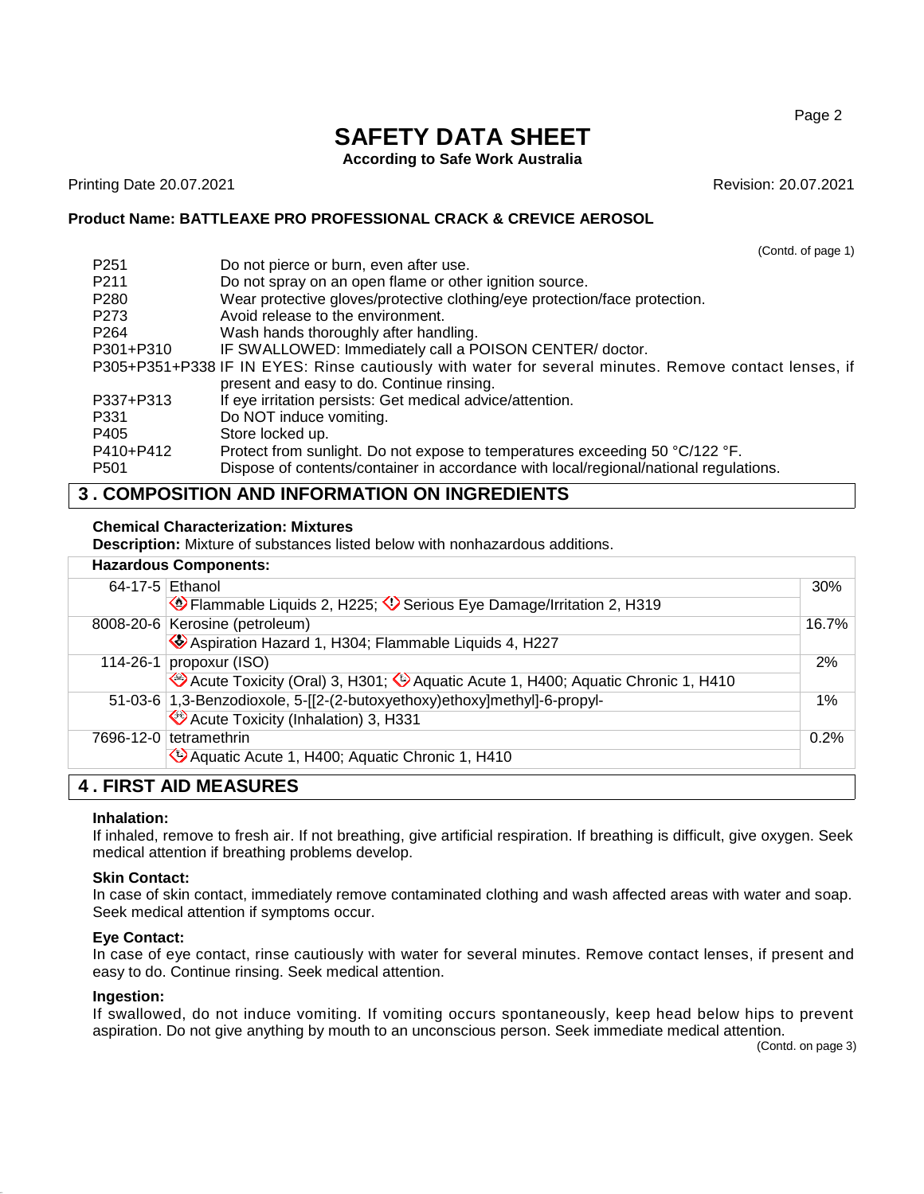# SAFETY DATA SHEET

**According to Safe Work Australia**

Printing Date 20.07.2021 Revision: 20.07.2021

**Product Name: BATTLEAXE PRO PROFESSIONAL CRACK & CREVICE AEROSOL**

(Contd. of page 1)

| | |
|---|---|
| P251 | Do not pierce or burn, even after use. |
| P211 | Do not spray on an open flame or other ignition source. |
| P280 | Wear protective gloves/protective clothing/eye protection/face protection. |
| P273 | Avoid release to the environment. |
| P264 | Wash hands thoroughly after handling. |
| P301+P310 | IF SWALLOWED: Immediately call a POISON CENTER/ doctor. |
| P305+P351+P338 | IF IN EYES: Rinse cautiously with water for several minutes. Remove contact lenses, if present and easy to do. Continue rinsing. |
| P337+P313 | If eye irritation persists: Get medical advice/attention. |
| P331 | Do NOT induce vomiting. |
| P405 | Store locked up. |
| P410+P412 | Protect from sunlight. Do not expose to temperatures exceeding 50 °C/122 °F. |
| P501 | Dispose of contents/container in accordance with local/regional/national regulations. |

## 3 . COMPOSITION AND INFORMATION ON INGREDIENTS

**Chemical Characterization: Mixtures**

**Description:** Mixture of substances listed below with nonhazardous additions.

| Hazardous Components: | | |
|---|---|---|
| 64-17-5 | Ethanol<br>Flammable Liquids 2, H225; Serious Eye Damage/Irritation 2, H319 | 30% |
| 8008-20-6 | Kerosine (petroleum)<br>Aspiration Hazard 1, H304; Flammable Liquids 4, H227 | 16.7% |
| 114-26-1 | propoxur (ISO)<br>Acute Toxicity (Oral) 3, H301; Aquatic Acute 1, H400; Aquatic Chronic 1, H410 | 2% |
| 51-03-6 | 1,3-Benzodioxole, 5-[[2-(2-butoxyethoxy)ethoxy]methyl]-6-propyl-<br>Acute Toxicity (Inhalation) 3, H331 | 1% |
| 7696-12-0 | tetramethrin<br>Aquatic Acute 1, H400; Aquatic Chronic 1, H410 | 0.2% |

## 4 . FIRST AID MEASURES

**Inhalation:**

If inhaled, remove to fresh air. If not breathing, give artificial respiration. If breathing is difficult, give oxygen. Seek medical attention if breathing problems develop.

**Skin Contact:**

In case of skin contact, immediately remove contaminated clothing and wash affected areas with water and soap. Seek medical attention if symptoms occur.

**Eye Contact:**

In case of eye contact, rinse cautiously with water for several minutes. Remove contact lenses, if present and easy to do. Continue rinsing. Seek medical attention.

**Ingestion:**

If swallowed, do not induce vomiting. If vomiting occurs spontaneously, keep head below hips to prevent aspiration. Do not give anything by mouth to an unconscious person. Seek immediate medical attention.

(Contd. on page 3)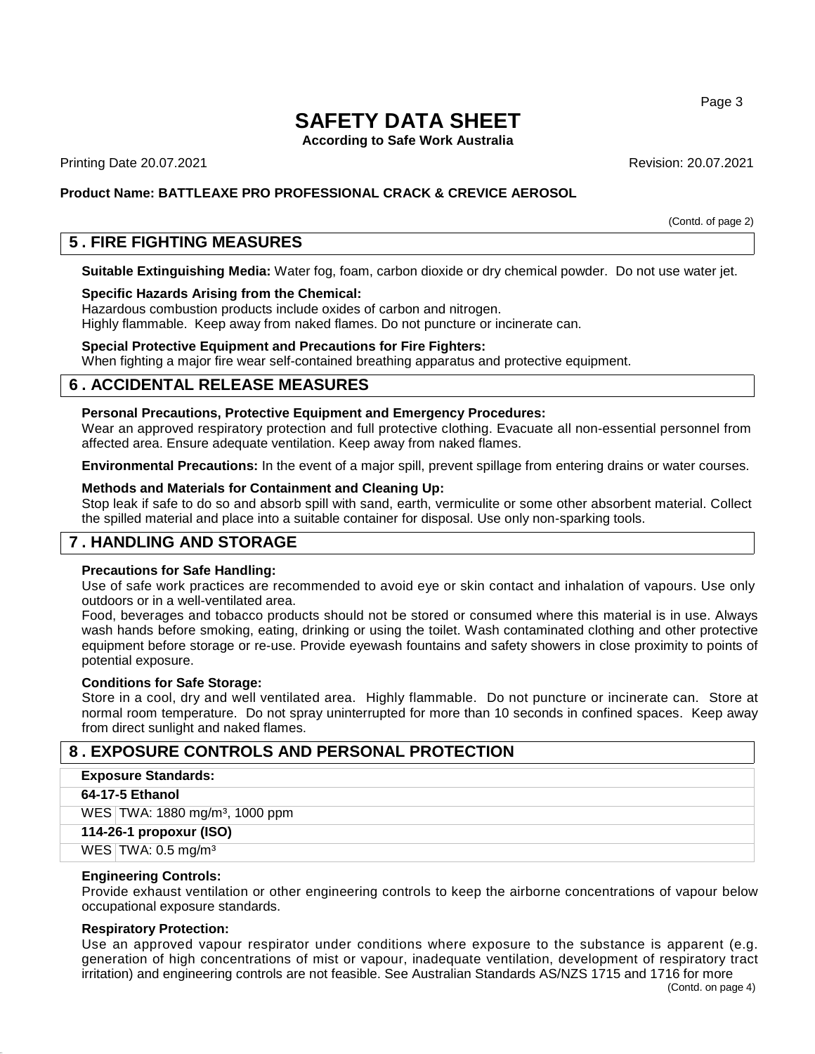(Contd. of page 2)

## 5 . FIRE FIGHTING MEASURES

**Suitable Extinguishing Media:** Water fog, foam, carbon dioxide or dry chemical powder. Do not use water jet.

**Specific Hazards Arising from the Chemical:**
Hazardous combustion products include oxides of carbon and nitrogen.
Highly flammable. Keep away from naked flames. Do not puncture or incinerate can.

**Special Protective Equipment and Precautions for Fire Fighters:**
When fighting a major fire wear self-contained breathing apparatus and protective equipment.

## 6 . ACCIDENTAL RELEASE MEASURES

**Personal Precautions, Protective Equipment and Emergency Procedures:**
Wear an approved respiratory protection and full protective clothing. Evacuate all non-essential personnel from affected area. Ensure adequate ventilation. Keep away from naked flames.

**Environmental Precautions:** In the event of a major spill, prevent spillage from entering drains or water courses.

**Methods and Materials for Containment and Cleaning Up:**
Stop leak if safe to do so and absorb spill with sand, earth, vermiculite or some other absorbent material. Collect the spilled material and place into a suitable container for disposal. Use only non-sparking tools.

## 7 . HANDLING AND STORAGE

**Precautions for Safe Handling:**
Use of safe work practices are recommended to avoid eye or skin contact and inhalation of vapours. Use only outdoors or in a well-ventilated area.
Food, beverages and tobacco products should not be stored or consumed where this material is in use. Always wash hands before smoking, eating, drinking or using the toilet. Wash contaminated clothing and other protective equipment before storage or re-use. Provide eyewash fountains and safety showers in close proximity to points of potential exposure.

**Conditions for Safe Storage:**
Store in a cool, dry and well ventilated area. Highly flammable. Do not puncture or incinerate can. Store at normal room temperature. Do not spray uninterrupted for more than 10 seconds in confined spaces. Keep away from direct sunlight and naked flames.

## 8 . EXPOSURE CONTROLS AND PERSONAL PROTECTION

| **Exposure Standards:** | |
|---|---|
| **64-17-5 Ethanol** | |
| WES | TWA: 1880 mg/m³, 1000 ppm |
| **114-26-1 propoxur (ISO)** | |
| WES | TWA: 0.5 mg/m³ |

**Engineering Controls:**
Provide exhaust ventilation or other engineering controls to keep the airborne concentrations of vapour below occupational exposure standards.

**Respiratory Protection:**
Use an approved vapour respirator under conditions where exposure to the substance is apparent (e.g. generation of high concentrations of mist or vapour, inadequate ventilation, development of respiratory tract irritation) and engineering controls are not feasible. See Australian Standards AS/NZS 1715 and 1716 for more

(Contd. on page 4)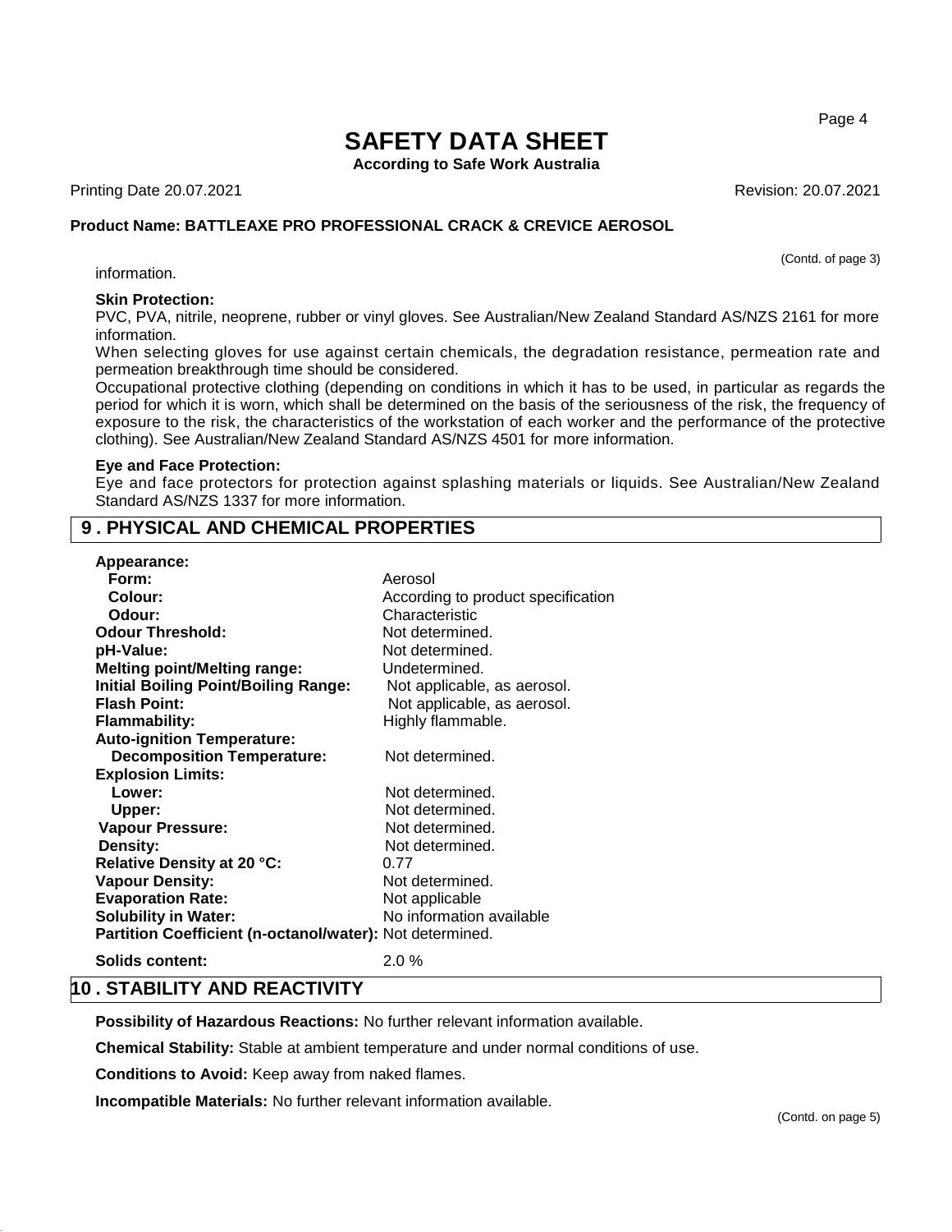information.

**Skin Protection:**
PVC, PVA, nitrile, neoprene, rubber or vinyl gloves. See Australian/New Zealand Standard AS/NZS 2161 for more information.
When selecting gloves for use against certain chemicals, the degradation resistance, permeation rate and permeation breakthrough time should be considered.
Occupational protective clothing (depending on conditions in which it has to be used, in particular as regards the period for which it is worn, which shall be determined on the basis of the seriousness of the risk, the frequency of exposure to the risk, the characteristics of the workstation of each worker and the performance of the protective clothing). See Australian/New Zealand Standard AS/NZS 4501 for more information.

**Eye and Face Protection:**
Eye and face protectors for protection against splashing materials or liquids. See Australian/New Zealand Standard AS/NZS 1337 for more information.

## 9 . PHYSICAL AND CHEMICAL PROPERTIES

| | |
|---|---|
| **Appearance:** | |
| **Form:** | Aerosol |
| **Colour:** | According to product specification |
| **Odour:** | Characteristic |
| **Odour Threshold:** | Not determined. |
| **pH-Value:** | Not determined. |
| **Melting point/Melting range:** | Undetermined. |
| **Initial Boiling Point/Boiling Range:** | Not applicable, as aerosol. |
| **Flash Point:** | Not applicable, as aerosol. |
| **Flammability:** | Highly flammable. |
| **Auto-ignition Temperature:** | |
| **Decomposition Temperature:** | Not determined. |
| **Explosion Limits:** | |
| **Lower:** | Not determined. |
| **Upper:** | Not determined. |
| **Vapour Pressure:** | Not determined. |
| **Density:** | Not determined. |
| **Relative Density at 20 °C:** | 0.77 |
| **Vapour Density:** | Not determined. |
| **Evaporation Rate:** | Not applicable |
| **Solubility in Water:** | No information available |
| **Partition Coefficient (n-octanol/water):** | Not determined. |
| **Solids content:** | 2.0 % |

## 10 . STABILITY AND REACTIVITY

**Possibility of Hazardous Reactions:** No further relevant information available.

**Chemical Stability:** Stable at ambient temperature and under normal conditions of use.

**Conditions to Avoid:** Keep away from naked flames.

**Incompatible Materials:** No further relevant information available.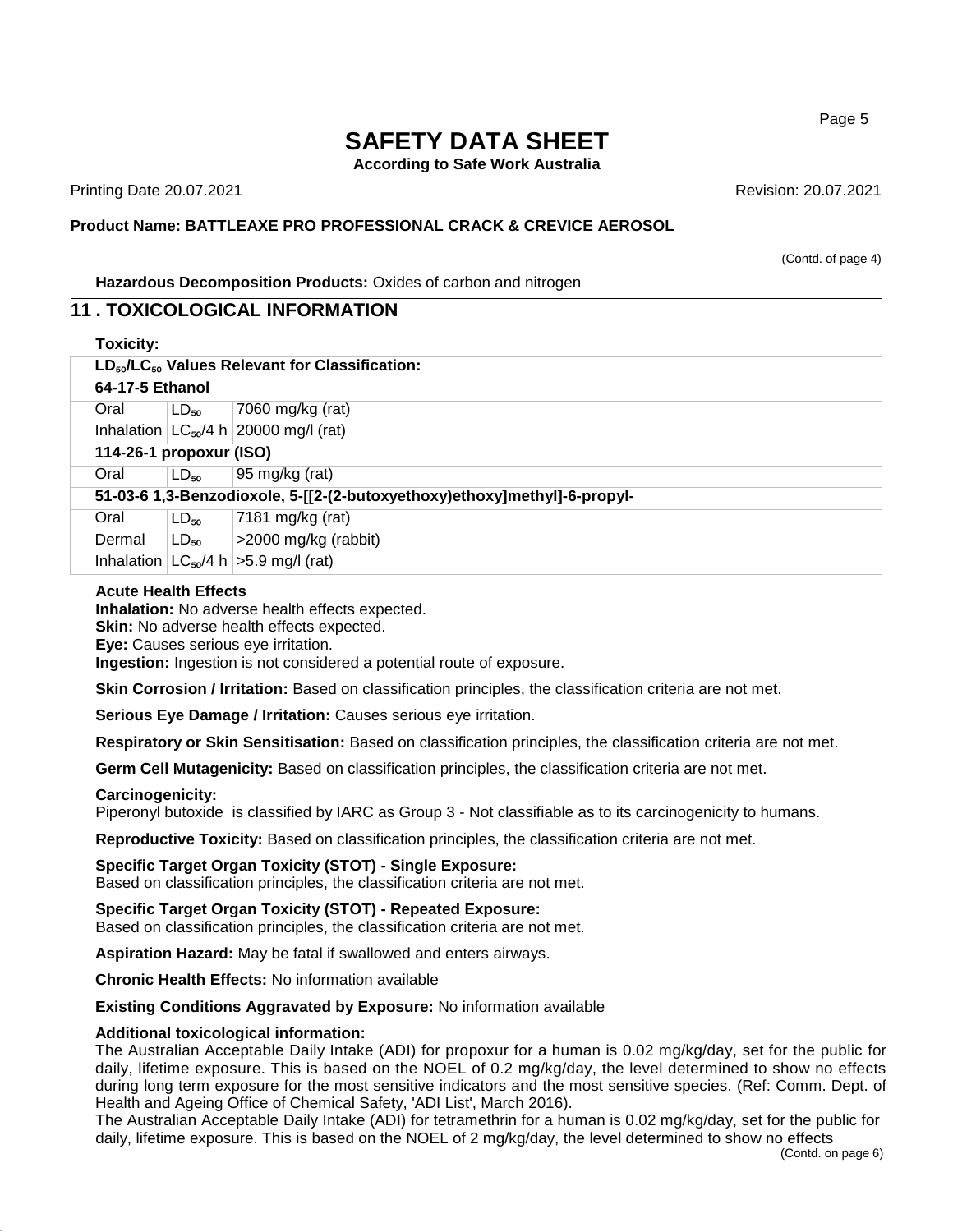(Contd. of page 4)

**Hazardous Decomposition Products:** Oxides of carbon and nitrogen

## 11 . TOXICOLOGICAL INFORMATION

**Toxicity:**

| $LD_{50}/LC_{50}$ Values Relevant for Classification: | | |
|---|---|---|
| **64-17-5 Ethanol** | | |
| Oral | $LD_{50}$ | 7060 mg/kg (rat) |
| Inhalation | $LC_{50}$/4 h | 20000 mg/l (rat) |
| **114-26-1 propoxur (ISO)** | | |
| Oral | $LD_{50}$ | 95 mg/kg (rat) |
| **51-03-6 1,3-Benzodioxole, 5-[[2-(2-butoxyethoxy)ethoxy]methyl]-6-propyl-** | | |
| Oral | $LD_{50}$ | 7181 mg/kg (rat) |
| Dermal | $LD_{50}$ | >2000 mg/kg (rabbit) |
| Inhalation | $LC_{50}$/4 h | >5.9 mg/l (rat) |

**Acute Health Effects**
**Inhalation:** No adverse health effects expected.
**Skin:** No adverse health effects expected.
**Eye:** Causes serious eye irritation.
**Ingestion:** Ingestion is not considered a potential route of exposure.

**Skin Corrosion / Irritation:** Based on classification principles, the classification criteria are not met.

**Serious Eye Damage / Irritation:** Causes serious eye irritation.

**Respiratory or Skin Sensitisation:** Based on classification principles, the classification criteria are not met.

**Germ Cell Mutagenicity:** Based on classification principles, the classification criteria are not met.

**Carcinogenicity:**
Piperonyl butoxide is classified by IARC as Group 3 - Not classifiable as to its carcinogenicity to humans.

**Reproductive Toxicity:** Based on classification principles, the classification criteria are not met.

**Specific Target Organ Toxicity (STOT) - Single Exposure:**
Based on classification principles, the classification criteria are not met.

**Specific Target Organ Toxicity (STOT) - Repeated Exposure:**
Based on classification principles, the classification criteria are not met.

**Aspiration Hazard:** May be fatal if swallowed and enters airways.

**Chronic Health Effects:** No information available

**Existing Conditions Aggravated by Exposure:** No information available

**Additional toxicological information:**
The Australian Acceptable Daily Intake (ADI) for propoxur for a human is 0.02 mg/kg/day, set for the public for daily, lifetime exposure. This is based on the NOEL of 0.2 mg/kg/day, the level determined to show no effects during long term exposure for the most sensitive indicators and the most sensitive species. (Ref: Comm. Dept. of Health and Ageing Office of Chemical Safety, 'ADI List', March 2016).
The Australian Acceptable Daily Intake (ADI) for tetramethrin for a human is 0.02 mg/kg/day, set for the public for daily, lifetime exposure. This is based on the NOEL of 2 mg/kg/day, the level determined to show no effects

(Contd. on page 6)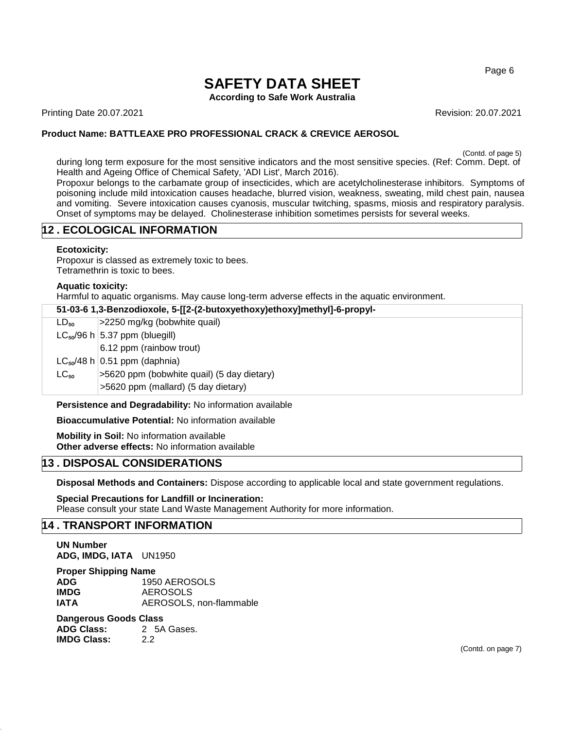(Contd. of page 5)

during long term exposure for the most sensitive indicators and the most sensitive species. (Ref: Comm. Dept. of Health and Ageing Office of Chemical Safety, 'ADI List', March 2016).

Propoxur belongs to the carbamate group of insecticides, which are acetylcholinesterase inhibitors. Symptoms of poisoning include mild intoxication causes headache, blurred vision, weakness, sweating, mild chest pain, nausea and vomiting. Severe intoxication causes cyanosis, muscular twitching, spasms, miosis and respiratory paralysis. Onset of symptoms may be delayed. Cholinesterase inhibition sometimes persists for several weeks.

## 12 . ECOLOGICAL INFORMATION

**Ecotoxicity:**
Propoxur is classed as extremely toxic to bees.
Tetramethrin is toxic to bees.

**Aquatic toxicity:**
Harmful to aquatic organisms. May cause long-term adverse effects in the aquatic environment.

| 51-03-6 1,3-Benzodioxole, 5-[[2-(2-butoxyethoxy)ethoxy]methyl]-6-propyl- | |
|---|---|
| $LD_{50}$ | >2250 mg/kg (bobwhite quail) |
| $LC_{50}$/96 h | 5.37 ppm (bluegill) |
| | 6.12 ppm (rainbow trout) |
| $LC_{50}$/48 h | 0.51 ppm (daphnia) |
| $LC_{50}$ | >5620 ppm (bobwhite quail) (5 day dietary) |
| | >5620 ppm (mallard) (5 day dietary) |

**Persistence and Degradability:** No information available

**Bioaccumulative Potential:** No information available

**Mobility in Soil:** No information available
**Other adverse effects:** No information available

## 13 . DISPOSAL CONSIDERATIONS

**Disposal Methods and Containers:** Dispose according to applicable local and state government regulations.

**Special Precautions for Landfill or Incineration:**
Please consult your state Land Waste Management Authority for more information.

## 14 . TRANSPORT INFORMATION

**UN Number**
**ADG, IMDG, IATA** UN1950

**Proper Shipping Name**
**ADG** 1950 AEROSOLS
**IMDG** AEROSOLS
**IATA** AEROSOLS, non-flammable

**Dangerous Goods Class**
**ADG Class:** 2 5A Gases.
**IMDG Class:** 2.2

(Contd. on page 7)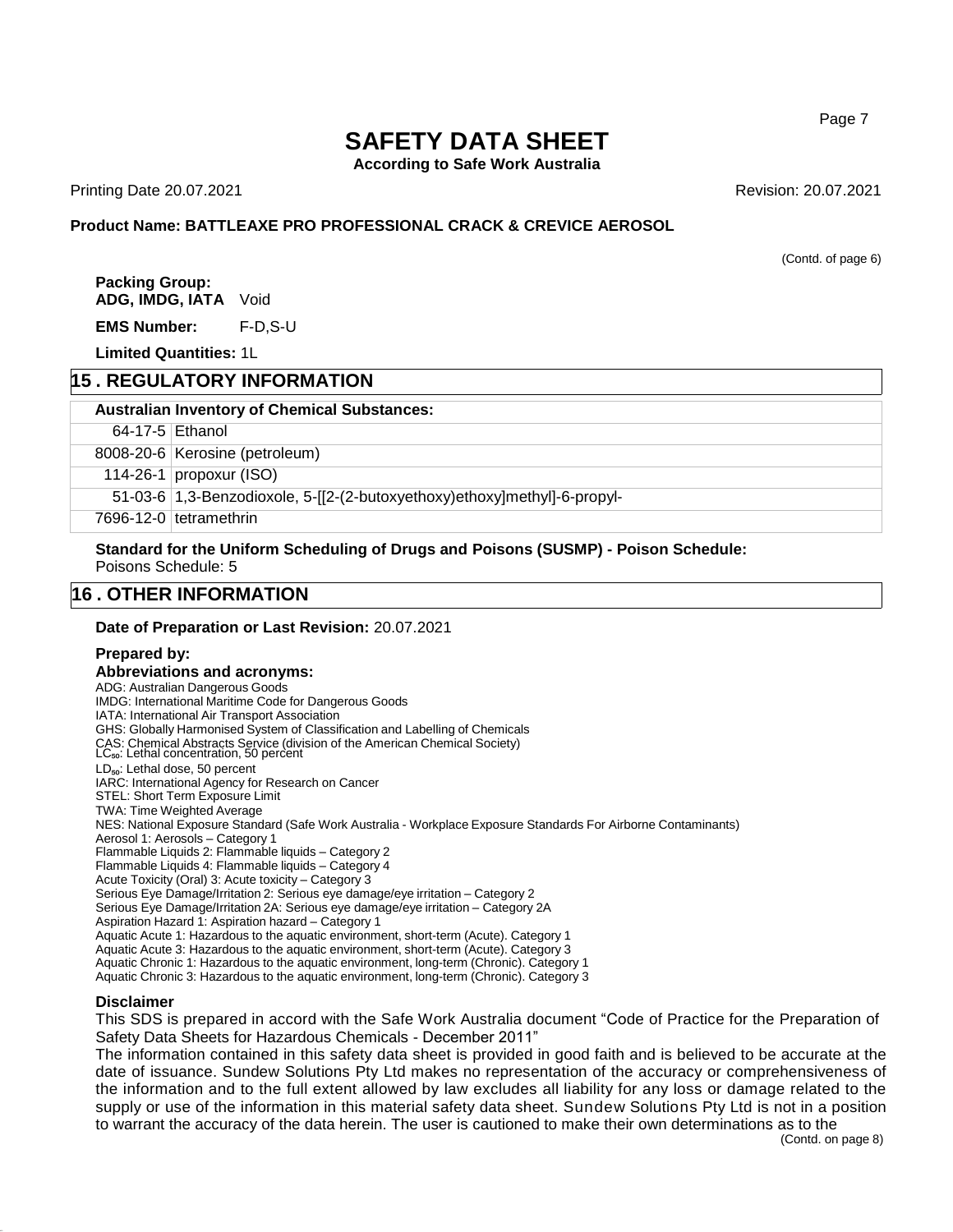(Contd. of page 6)

**Packing Group:**
**ADG, IMDG, IATA** Void

**EMS Number:** F-D,S-U

**Limited Quantities:** 1L

## 15 . REGULATORY INFORMATION

**Australian Inventory of Chemical Substances:**

| | |
|---|---|
| 64-17-5 | Ethanol |
| 8008-20-6 | Kerosine (petroleum) |
| 114-26-1 | propoxur (ISO) |
| 51-03-6 | 1,3-Benzodioxole, 5-[[2-(2-butoxyethoxy)ethoxy]methyl]-6-propyl- |
| 7696-12-0 | tetramethrin |

**Standard for the Uniform Scheduling of Drugs and Poisons (SUSMP) - Poison Schedule:**
Poisons Schedule: 5

## 16 . OTHER INFORMATION

**Date of Preparation or Last Revision:** 20.07.2021

**Prepared by:**

**Abbreviations and acronyms:**

ADG: Australian Dangerous Goods
IMDG: International Maritime Code for Dangerous Goods
IATA: International Air Transport Association
GHS: Globally Harmonised System of Classification and Labelling of Chemicals
CAS: Chemical Abstracts Service (division of the American Chemical Society)
$LC_{50}$: Lethal concentration, 50 percent
$LD_{50}$: Lethal dose, 50 percent
IARC: International Agency for Research on Cancer
STEL: Short Term Exposure Limit
TWA: Time Weighted Average
NES: National Exposure Standard (Safe Work Australia - Workplace Exposure Standards For Airborne Contaminants)
Aerosol 1: Aerosols – Category 1
Flammable Liquids 2: Flammable liquids – Category 2
Flammable Liquids 4: Flammable liquids – Category 4
Acute Toxicity (Oral) 3: Acute toxicity – Category 3
Serious Eye Damage/Irritation 2: Serious eye damage/eye irritation – Category 2
Serious Eye Damage/Irritation 2A: Serious eye damage/eye irritation – Category 2A
Aspiration Hazard 1: Aspiration hazard – Category 1
Aquatic Acute 1: Hazardous to the aquatic environment, short-term (Acute). Category 1
Aquatic Acute 3: Hazardous to the aquatic environment, short-term (Acute). Category 3
Aquatic Chronic 1: Hazardous to the aquatic environment, long-term (Chronic). Category 1
Aquatic Chronic 3: Hazardous to the aquatic environment, long-term (Chronic). Category 3

**Disclaimer**

This SDS is prepared in accord with the Safe Work Australia document "Code of Practice for the Preparation of Safety Data Sheets for Hazardous Chemicals - December 2011"

The information contained in this safety data sheet is provided in good faith and is believed to be accurate at the date of issuance. Sundew Solutions Pty Ltd makes no representation of the accuracy or comprehensiveness of the information and to the full extent allowed by law excludes all liability for any loss or damage related to the supply or use of the information in this material safety data sheet. Sundew Solutions Pty Ltd is not in a position to warrant the accuracy of the data herein. The user is cautioned to make their own determinations as to the

(Contd. on page 8)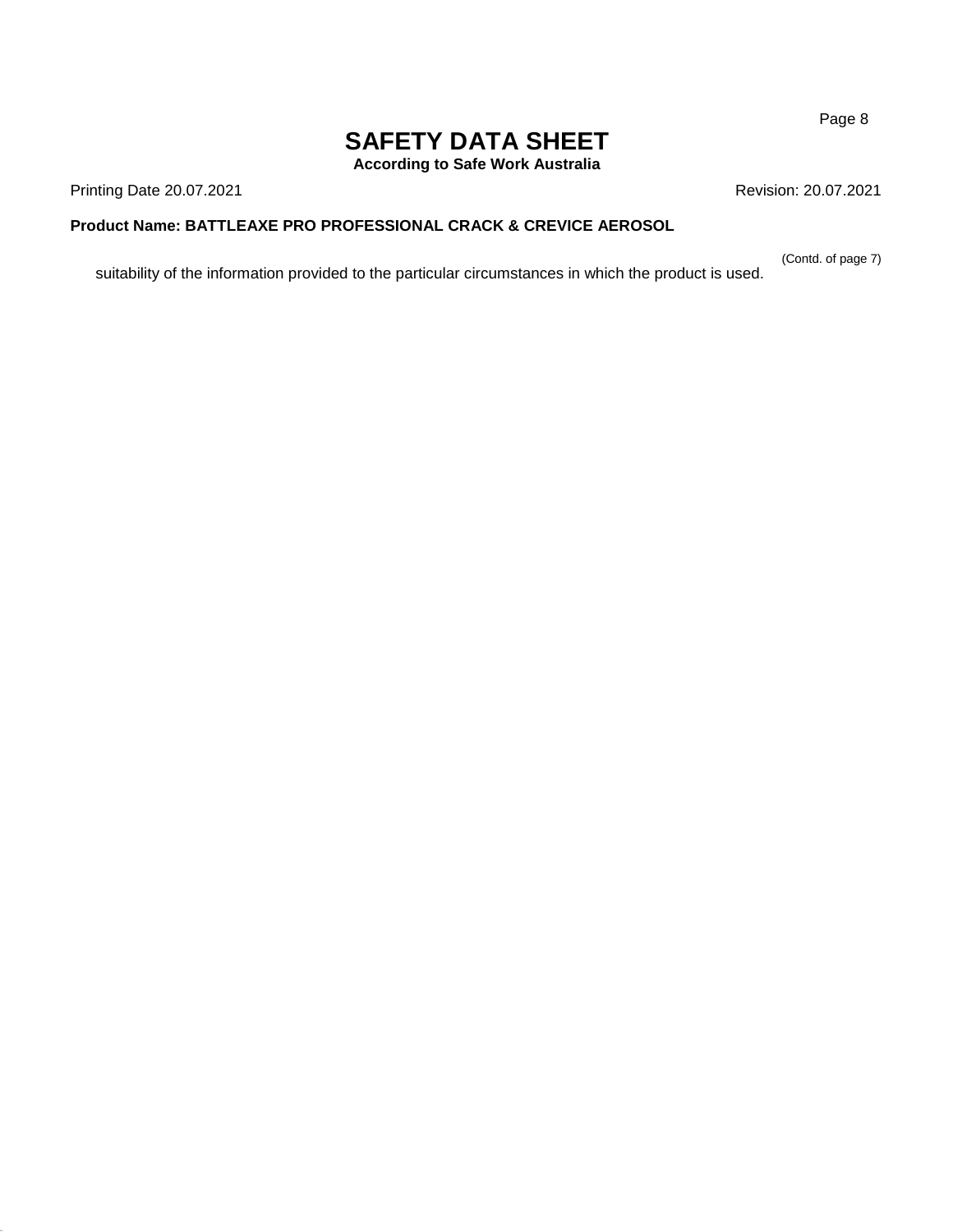suitability of the information provided to the particular circumstances in which the product is used.